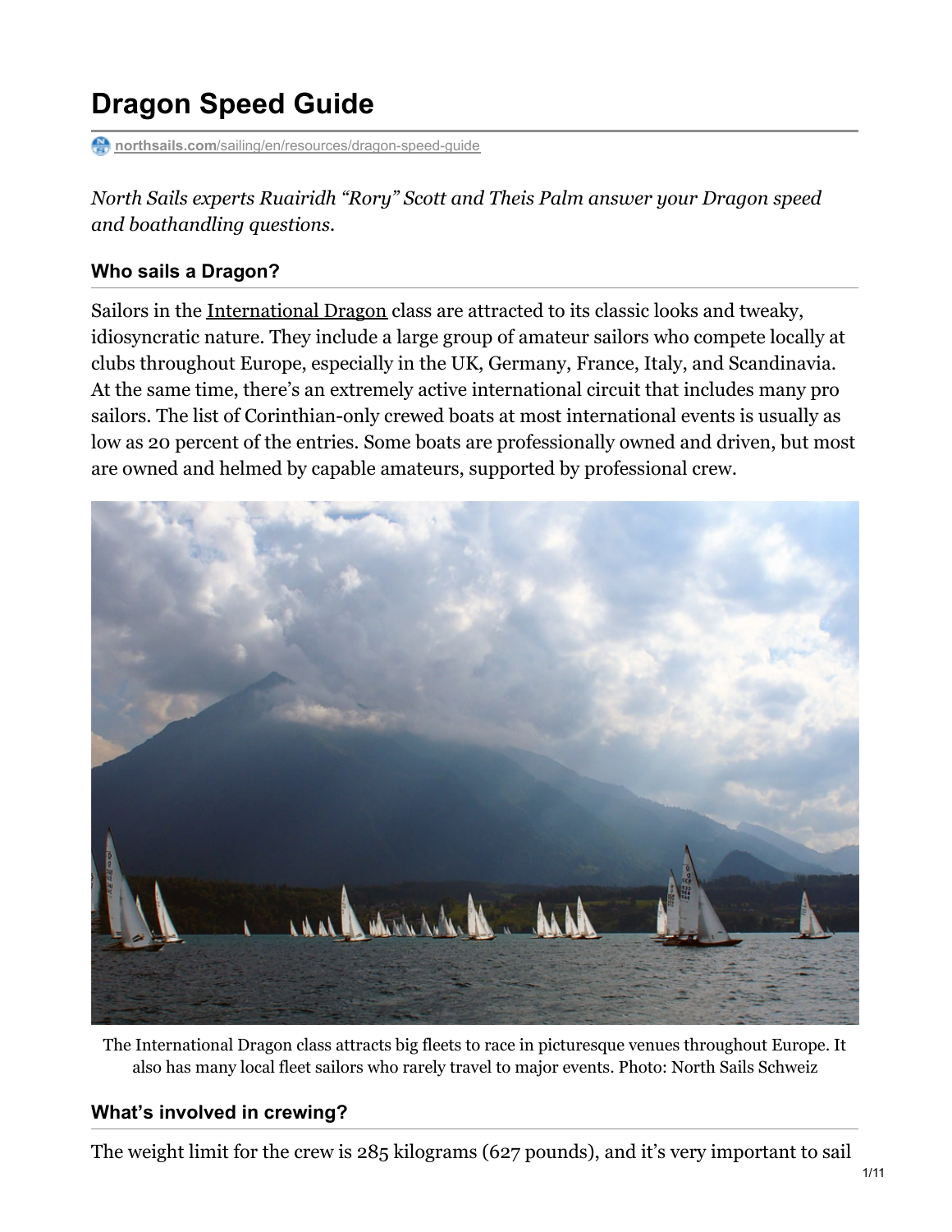# Dragon Speed Guide

northsails.com/sailing/en/resources/dragon-speed-guide

*North Sails experts Ruairidh "Rory" Scott and Theis Palm answer your Dragon speed and boathandling questions.*

## Who sails a Dragon?

Sailors in the International Dragon class are attracted to its classic looks and tweaky, idiosyncratic nature. They include a large group of amateur sailors who compete locally at clubs throughout Europe, especially in the UK, Germany, France, Italy, and Scandinavia. At the same time, there's an extremely active international circuit that includes many pro sailors. The list of Corinthian-only crewed boats at most international events is usually as low as 20 percent of the entries. Some boats are professionally owned and driven, but most are owned and helmed by capable amateurs, supported by professional crew.

The International Dragon class attracts big fleets to race in picturesque venues throughout Europe. It also has many local fleet sailors who rarely travel to major events. Photo: North Sails Schweiz

## What's involved in crewing?

The weight limit for the crew is 285 kilograms (627 pounds), and it's very important to sail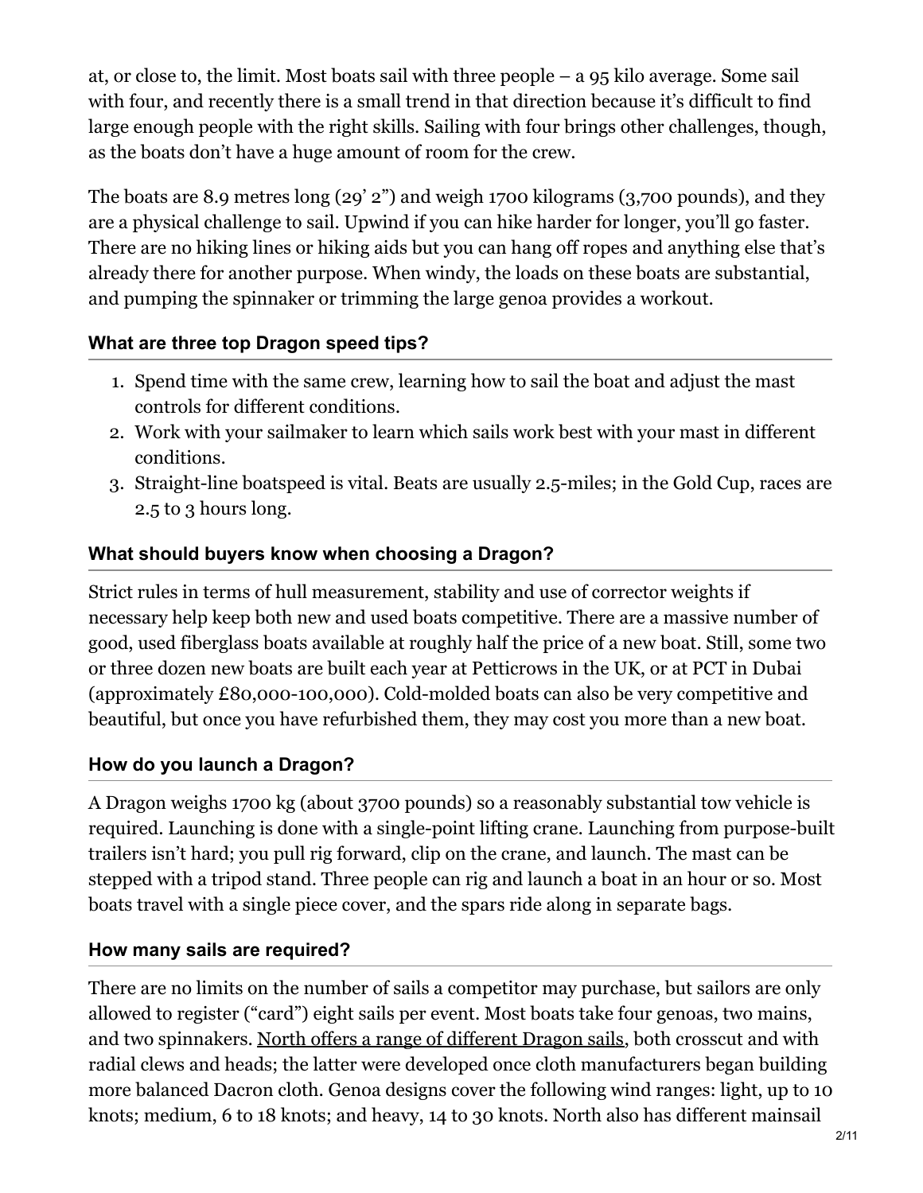at, or close to, the limit. Most boats sail with three people – a 95 kilo average. Some sail with four, and recently there is a small trend in that direction because it's difficult to find large enough people with the right skills. Sailing with four brings other challenges, though, as the boats don't have a huge amount of room for the crew.

The boats are 8.9 metres long (29' 2") and weigh 1700 kilograms (3,700 pounds), and they are a physical challenge to sail. Upwind if you can hike harder for longer, you'll go faster. There are no hiking lines or hiking aids but you can hang off ropes and anything else that's already there for another purpose. When windy, the loads on these boats are substantial, and pumping the spinnaker or trimming the large genoa provides a workout.

### What are three top Dragon speed tips?

1. Spend time with the same crew, learning how to sail the boat and adjust the mast controls for different conditions.
2. Work with your sailmaker to learn which sails work best with your mast in different conditions.
3. Straight-line boatspeed is vital. Beats are usually 2.5-miles; in the Gold Cup, races are 2.5 to 3 hours long.

### What should buyers know when choosing a Dragon?

Strict rules in terms of hull measurement, stability and use of corrector weights if necessary help keep both new and used boats competitive. There are a massive number of good, used fiberglass boats available at roughly half the price of a new boat. Still, some two or three dozen new boats are built each year at Petticrows in the UK, or at PCT in Dubai (approximately £80,000-100,000). Cold-molded boats can also be very competitive and beautiful, but once you have refurbished them, they may cost you more than a new boat.

### How do you launch a Dragon?

A Dragon weighs 1700 kg (about 3700 pounds) so a reasonably substantial tow vehicle is required. Launching is done with a single-point lifting crane. Launching from purpose-built trailers isn't hard; you pull rig forward, clip on the crane, and launch. The mast can be stepped with a tripod stand. Three people can rig and launch a boat in an hour or so. Most boats travel with a single piece cover, and the spars ride along in separate bags.

### How many sails are required?

There are no limits on the number of sails a competitor may purchase, but sailors are only allowed to register ("card") eight sails per event. Most boats take four genoas, two mains, and two spinnakers. North offers a range of different Dragon sails, both crosscut and with radial clews and heads; the latter were developed once cloth manufacturers began building more balanced Dacron cloth. Genoa designs cover the following wind ranges: light, up to 10 knots; medium, 6 to 18 knots; and heavy, 14 to 30 knots. North also has different mainsail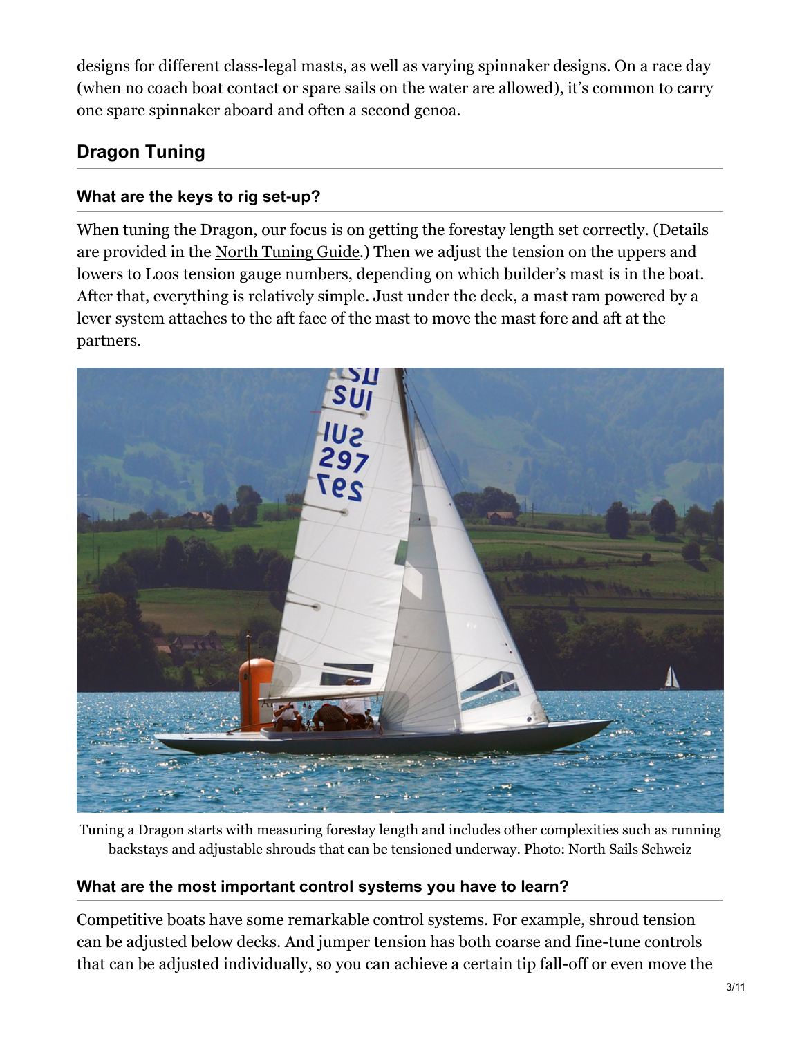designs for different class-legal masts, as well as varying spinnaker designs. On a race day (when no coach boat contact or spare sails on the water are allowed), it's common to carry one spare spinnaker aboard and often a second genoa.

## Dragon Tuning

### What are the keys to rig set-up?

When tuning the Dragon, our focus is on getting the forestay length set correctly. (Details are provided in the North Tuning Guide.) Then we adjust the tension on the uppers and lowers to Loos tension gauge numbers, depending on which builder's mast is in the boat. After that, everything is relatively simple. Just under the deck, a mast ram powered by a lever system attaches to the aft face of the mast to move the mast fore and aft at the partners.

Tuning a Dragon starts with measuring forestay length and includes other complexities such as running backstays and adjustable shrouds that can be tensioned underway. Photo: North Sails Schweiz

### What are the most important control systems you have to learn?

Competitive boats have some remarkable control systems. For example, shroud tension can be adjusted below decks. And jumper tension has both coarse and fine-tune controls that can be adjusted individually, so you can achieve a certain tip fall-off or even move the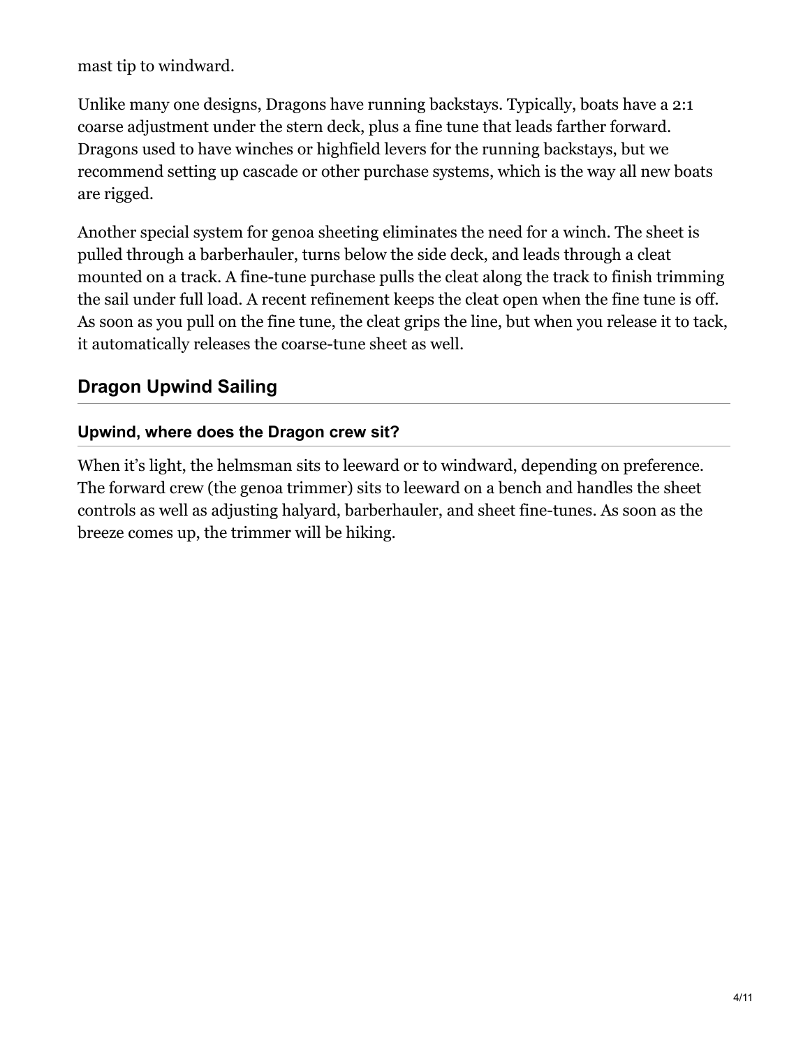mast tip to windward.

Unlike many one designs, Dragons have running backstays. Typically, boats have a 2:1 coarse adjustment under the stern deck, plus a fine tune that leads farther forward. Dragons used to have winches or highfield levers for the running backstays, but we recommend setting up cascade or other purchase systems, which is the way all new boats are rigged.

Another special system for genoa sheeting eliminates the need for a winch. The sheet is pulled through a barberhauler, turns below the side deck, and leads through a cleat mounted on a track. A fine-tune purchase pulls the cleat along the track to finish trimming the sail under full load. A recent refinement keeps the cleat open when the fine tune is off. As soon as you pull on the fine tune, the cleat grips the line, but when you release it to tack, it automatically releases the coarse-tune sheet as well.

## Dragon Upwind Sailing

### Upwind, where does the Dragon crew sit?

When it's light, the helmsman sits to leeward or to windward, depending on preference. The forward crew (the genoa trimmer) sits to leeward on a bench and handles the sheet controls as well as adjusting halyard, barberhauler, and sheet fine-tunes. As soon as the breeze comes up, the trimmer will be hiking.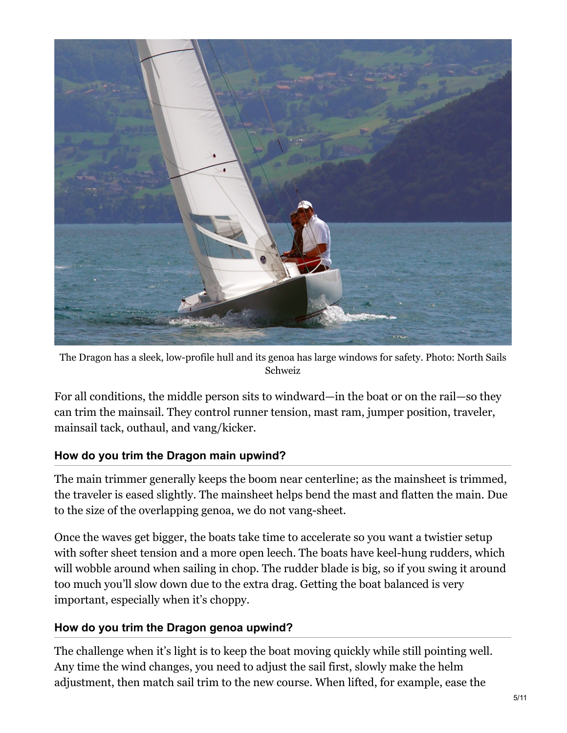The Dragon has a sleek, low-profile hull and its genoa has large windows for safety. Photo: North Sails Schweiz

For all conditions, the middle person sits to windward—in the boat or on the rail—so they can trim the mainsail. They control runner tension, mast ram, jumper position, traveler, mainsail tack, outhaul, and vang/kicker.

### How do you trim the Dragon main upwind?

The main trimmer generally keeps the boom near centerline; as the mainsheet is trimmed, the traveler is eased slightly. The mainsheet helps bend the mast and flatten the main. Due to the size of the overlapping genoa, we do not vang-sheet.

Once the waves get bigger, the boats take time to accelerate so you want a twistier setup with softer sheet tension and a more open leech. The boats have keel-hung rudders, which will wobble around when sailing in chop. The rudder blade is big, so if you swing it around too much you'll slow down due to the extra drag. Getting the boat balanced is very important, especially when it's choppy.

### How do you trim the Dragon genoa upwind?

The challenge when it's light is to keep the boat moving quickly while still pointing well. Any time the wind changes, you need to adjust the sail first, slowly make the helm adjustment, then match sail trim to the new course. When lifted, for example, ease the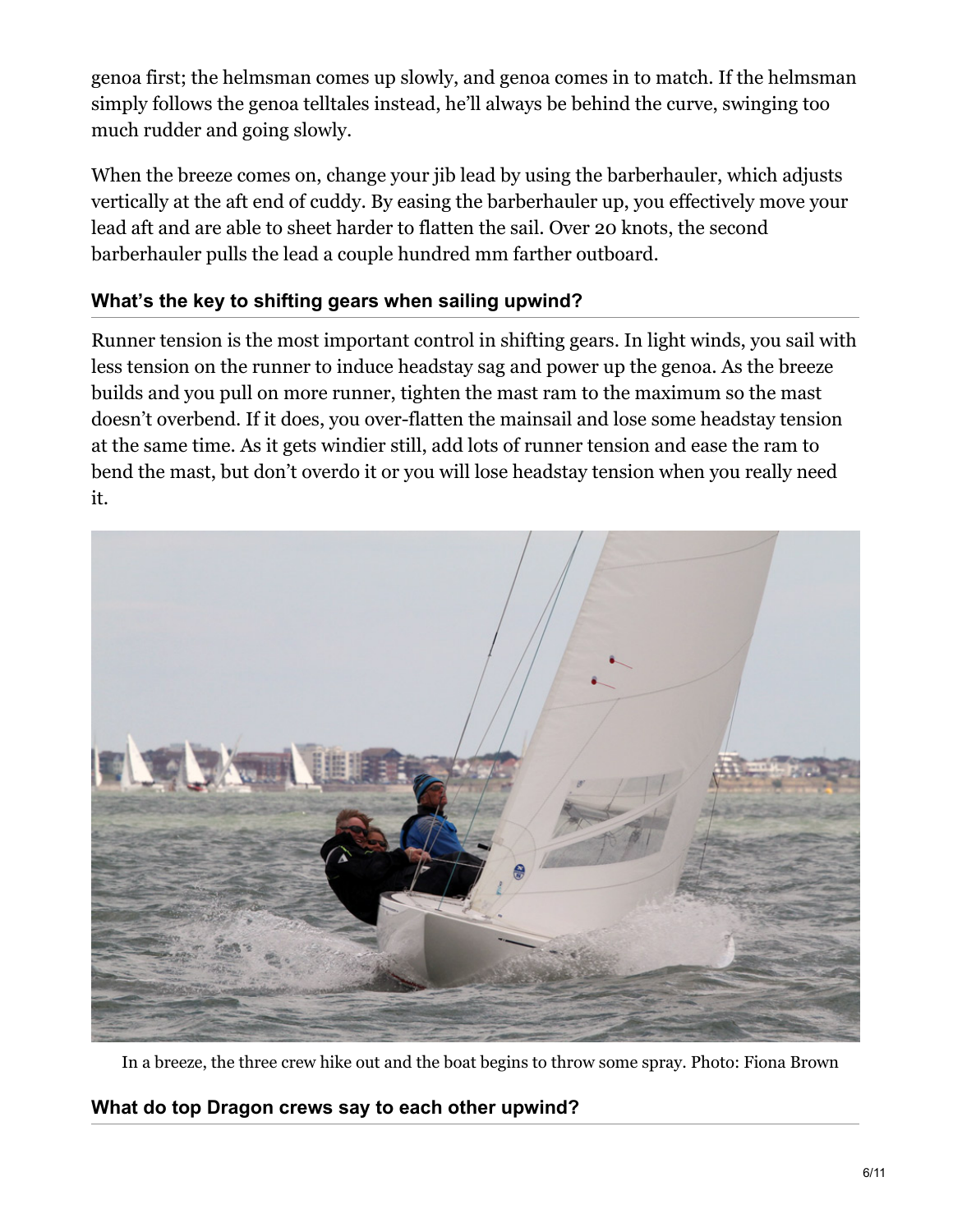genoa first; the helmsman comes up slowly, and genoa comes in to match. If the helmsman simply follows the genoa telltales instead, he'll always be behind the curve, swinging too much rudder and going slowly.

When the breeze comes on, change your jib lead by using the barberhauler, which adjusts vertically at the aft end of cuddy. By easing the barberhauler up, you effectively move your lead aft and are able to sheet harder to flatten the sail. Over 20 knots, the second barberhauler pulls the lead a couple hundred mm farther outboard.

### What's the key to shifting gears when sailing upwind?

Runner tension is the most important control in shifting gears. In light winds, you sail with less tension on the runner to induce headstay sag and power up the genoa. As the breeze builds and you pull on more runner, tighten the mast ram to the maximum so the mast doesn't overbend. If it does, you over-flatten the mainsail and lose some headstay tension at the same time. As it gets windier still, add lots of runner tension and ease the ram to bend the mast, but don't overdo it or you will lose headstay tension when you really need it.

In a breeze, the three crew hike out and the boat begins to throw some spray. Photo: Fiona Brown

### What do top Dragon crews say to each other upwind?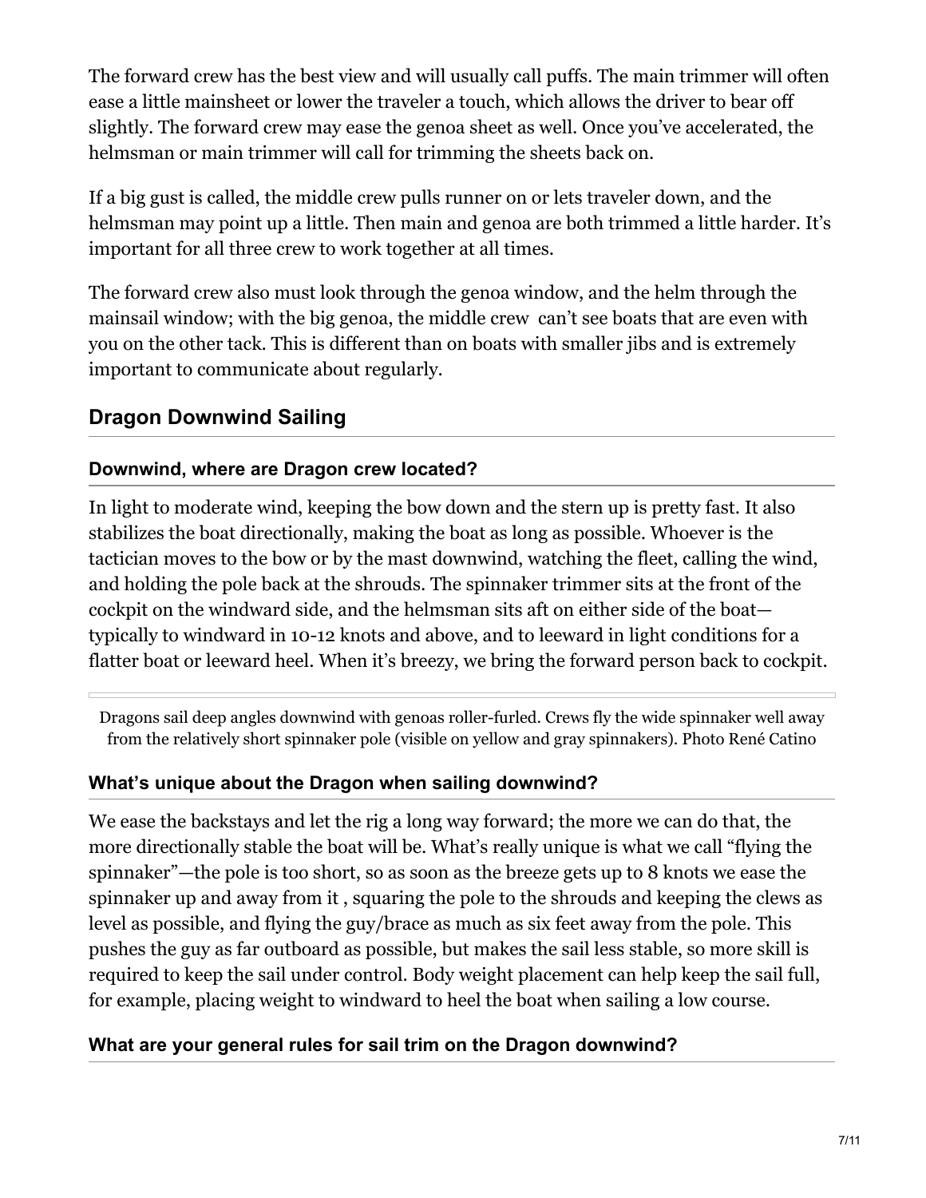The forward crew has the best view and will usually call puffs. The main trimmer will often ease a little mainsheet or lower the traveler a touch, which allows the driver to bear off slightly. The forward crew may ease the genoa sheet as well. Once you've accelerated, the helmsman or main trimmer will call for trimming the sheets back on.

If a big gust is called, the middle crew pulls runner on or lets traveler down, and the helmsman may point up a little. Then main and genoa are both trimmed a little harder. It's important for all three crew to work together at all times.

The forward crew also must look through the genoa window, and the helm through the mainsail window; with the big genoa, the middle crew  can't see boats that are even with you on the other tack. This is different than on boats with smaller jibs and is extremely important to communicate about regularly.

## Dragon Downwind Sailing

### Downwind, where are Dragon crew located?

In light to moderate wind, keeping the bow down and the stern up is pretty fast. It also stabilizes the boat directionally, making the boat as long as possible. Whoever is the tactician moves to the bow or by the mast downwind, watching the fleet, calling the wind, and holding the pole back at the shrouds. The spinnaker trimmer sits at the front of the cockpit on the windward side, and the helmsman sits aft on either side of the boat—typically to windward in 10-12 knots and above, and to leeward in light conditions for a flatter boat or leeward heel. When it's breezy, we bring the forward person back to cockpit.

Dragons sail deep angles downwind with genoas roller-furled. Crews fly the wide spinnaker well away from the relatively short spinnaker pole (visible on yellow and gray spinnakers). Photo René Catino

### What's unique about the Dragon when sailing downwind?

We ease the backstays and let the rig a long way forward; the more we can do that, the more directionally stable the boat will be. What's really unique is what we call "flying the spinnaker"—the pole is too short, so as soon as the breeze gets up to 8 knots we ease the spinnaker up and away from it , squaring the pole to the shrouds and keeping the clews as level as possible, and flying the guy/brace as much as six feet away from the pole. This pushes the guy as far outboard as possible, but makes the sail less stable, so more skill is required to keep the sail under control. Body weight placement can help keep the sail full, for example, placing weight to windward to heel the boat when sailing a low course.

### What are your general rules for sail trim on the Dragon downwind?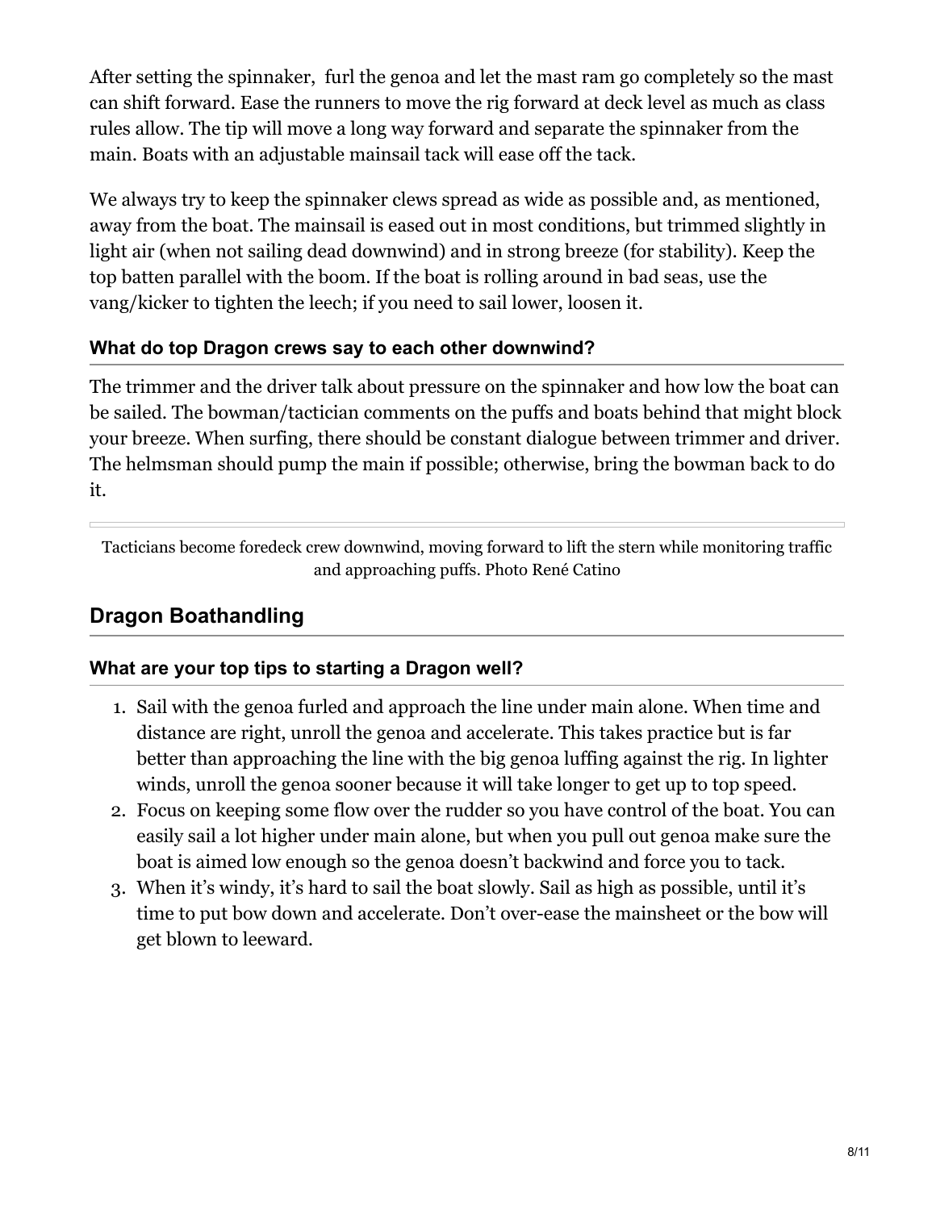After setting the spinnaker, furl the genoa and let the mast ram go completely so the mast can shift forward. Ease the runners to move the rig forward at deck level as much as class rules allow. The tip will move a long way forward and separate the spinnaker from the main. Boats with an adjustable mainsail tack will ease off the tack.

We always try to keep the spinnaker clews spread as wide as possible and, as mentioned, away from the boat. The mainsail is eased out in most conditions, but trimmed slightly in light air (when not sailing dead downwind) and in strong breeze (for stability). Keep the top batten parallel with the boom. If the boat is rolling around in bad seas, use the vang/kicker to tighten the leech; if you need to sail lower, loosen it.

### What do top Dragon crews say to each other downwind?

The trimmer and the driver talk about pressure on the spinnaker and how low the boat can be sailed. The bowman/tactician comments on the puffs and boats behind that might block your breeze. When surfing, there should be constant dialogue between trimmer and driver. The helmsman should pump the main if possible; otherwise, bring the bowman back to do it.

Tacticians become foredeck crew downwind, moving forward to lift the stern while monitoring traffic and approaching puffs. Photo René Catino

## Dragon Boathandling

### What are your top tips to starting a Dragon well?

1. Sail with the genoa furled and approach the line under main alone. When time and distance are right, unroll the genoa and accelerate. This takes practice but is far better than approaching the line with the big genoa luffing against the rig. In lighter winds, unroll the genoa sooner because it will take longer to get up to top speed.
2. Focus on keeping some flow over the rudder so you have control of the boat. You can easily sail a lot higher under main alone, but when you pull out genoa make sure the boat is aimed low enough so the genoa doesn't backwind and force you to tack.
3. When it's windy, it's hard to sail the boat slowly. Sail as high as possible, until it's time to put bow down and accelerate. Don't over-ease the mainsheet or the bow will get blown to leeward.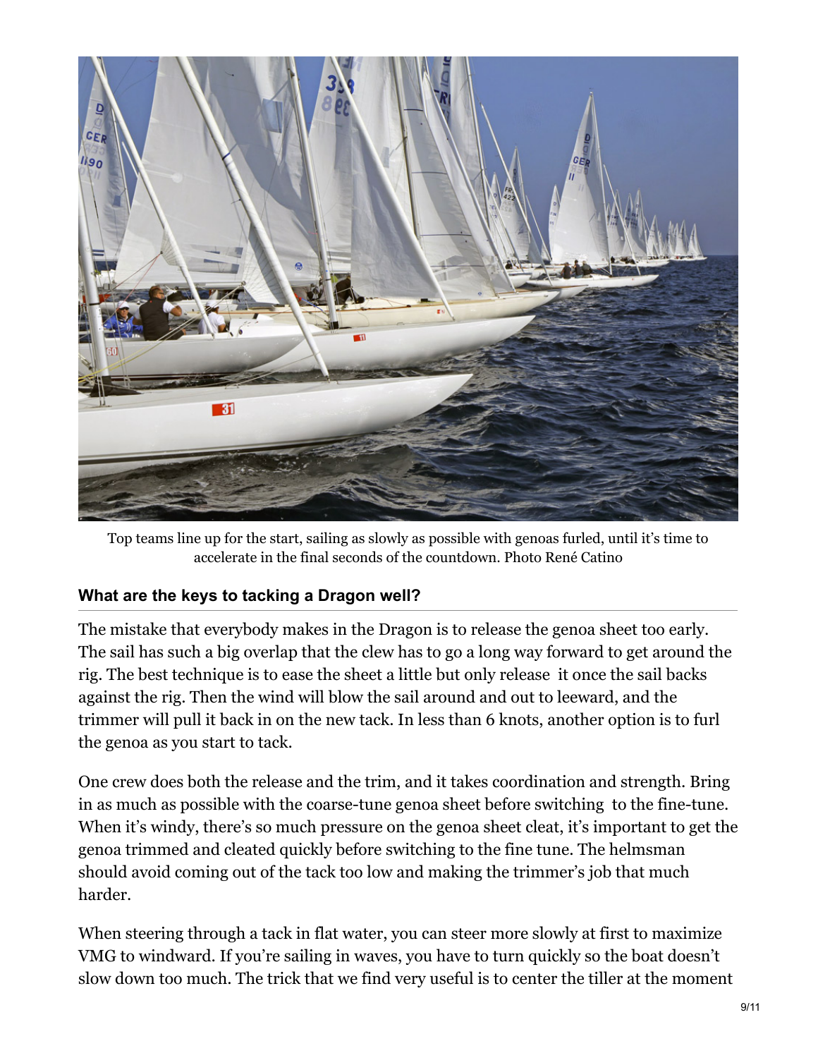Top teams line up for the start, sailing as slowly as possible with genoas furled, until it's time to accelerate in the final seconds of the countdown. Photo René Catino

### What are the keys to tacking a Dragon well?

The mistake that everybody makes in the Dragon is to release the genoa sheet too early. The sail has such a big overlap that the clew has to go a long way forward to get around the rig. The best technique is to ease the sheet a little but only release it once the sail backs against the rig. Then the wind will blow the sail around and out to leeward, and the trimmer will pull it back in on the new tack. In less than 6 knots, another option is to furl the genoa as you start to tack.

One crew does both the release and the trim, and it takes coordination and strength. Bring in as much as possible with the coarse-tune genoa sheet before switching to the fine-tune. When it's windy, there's so much pressure on the genoa sheet cleat, it's important to get the genoa trimmed and cleated quickly before switching to the fine tune. The helmsman should avoid coming out of the tack too low and making the trimmer's job that much harder.

When steering through a tack in flat water, you can steer more slowly at first to maximize VMG to windward. If you're sailing in waves, you have to turn quickly so the boat doesn't slow down too much. The trick that we find very useful is to center the tiller at the moment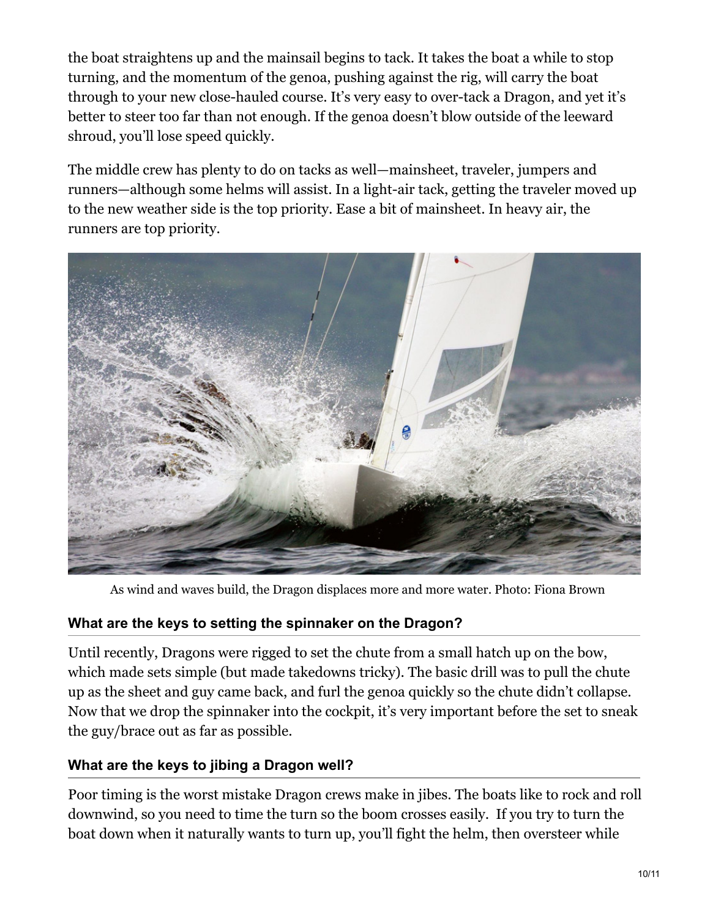the boat straightens up and the mainsail begins to tack. It takes the boat a while to stop turning, and the momentum of the genoa, pushing against the rig, will carry the boat through to your new close-hauled course. It's very easy to over-tack a Dragon, and yet it's better to steer too far than not enough. If the genoa doesn't blow outside of the leeward shroud, you'll lose speed quickly.

The middle crew has plenty to do on tacks as well—mainsheet, traveler, jumpers and runners—although some helms will assist. In a light-air tack, getting the traveler moved up to the new weather side is the top priority. Ease a bit of mainsheet. In heavy air, the runners are top priority.

As wind and waves build, the Dragon displaces more and more water. Photo: Fiona Brown

### What are the keys to setting the spinnaker on the Dragon?

Until recently, Dragons were rigged to set the chute from a small hatch up on the bow, which made sets simple (but made takedowns tricky). The basic drill was to pull the chute up as the sheet and guy came back, and furl the genoa quickly so the chute didn't collapse. Now that we drop the spinnaker into the cockpit, it's very important before the set to sneak the guy/brace out as far as possible.

### What are the keys to jibing a Dragon well?

Poor timing is the worst mistake Dragon crews make in jibes. The boats like to rock and roll downwind, so you need to time the turn so the boom crosses easily. If you try to turn the boat down when it naturally wants to turn up, you'll fight the helm, then oversteer while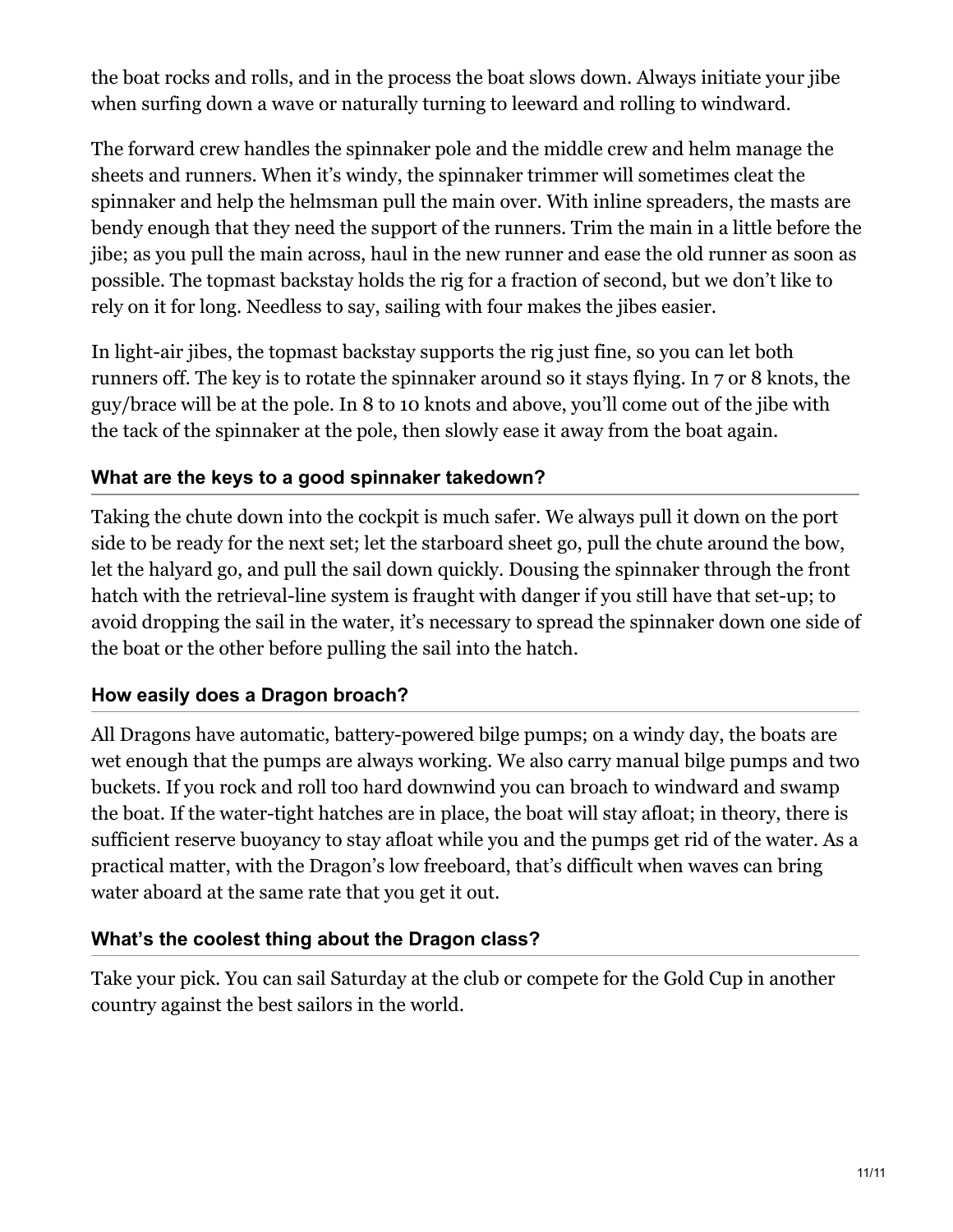the boat rocks and rolls, and in the process the boat slows down. Always initiate your jibe when surfing down a wave or naturally turning to leeward and rolling to windward.

The forward crew handles the spinnaker pole and the middle crew and helm manage the sheets and runners. When it's windy, the spinnaker trimmer will sometimes cleat the spinnaker and help the helmsman pull the main over. With inline spreaders, the masts are bendy enough that they need the support of the runners. Trim the main in a little before the jibe; as you pull the main across, haul in the new runner and ease the old runner as soon as possible. The topmast backstay holds the rig for a fraction of second, but we don't like to rely on it for long. Needless to say, sailing with four makes the jibes easier.

In light-air jibes, the topmast backstay supports the rig just fine, so you can let both runners off. The key is to rotate the spinnaker around so it stays flying. In 7 or 8 knots, the guy/brace will be at the pole. In 8 to 10 knots and above, you'll come out of the jibe with the tack of the spinnaker at the pole, then slowly ease it away from the boat again.

### What are the keys to a good spinnaker takedown?

Taking the chute down into the cockpit is much safer. We always pull it down on the port side to be ready for the next set; let the starboard sheet go, pull the chute around the bow, let the halyard go, and pull the sail down quickly. Dousing the spinnaker through the front hatch with the retrieval-line system is fraught with danger if you still have that set-up; to avoid dropping the sail in the water, it's necessary to spread the spinnaker down one side of the boat or the other before pulling the sail into the hatch.

### How easily does a Dragon broach?

All Dragons have automatic, battery-powered bilge pumps; on a windy day, the boats are wet enough that the pumps are always working. We also carry manual bilge pumps and two buckets. If you rock and roll too hard downwind you can broach to windward and swamp the boat. If the water-tight hatches are in place, the boat will stay afloat; in theory, there is sufficient reserve buoyancy to stay afloat while you and the pumps get rid of the water. As a practical matter, with the Dragon's low freeboard, that's difficult when waves can bring water aboard at the same rate that you get it out.

### What's the coolest thing about the Dragon class?

Take your pick. You can sail Saturday at the club or compete for the Gold Cup in another country against the best sailors in the world.